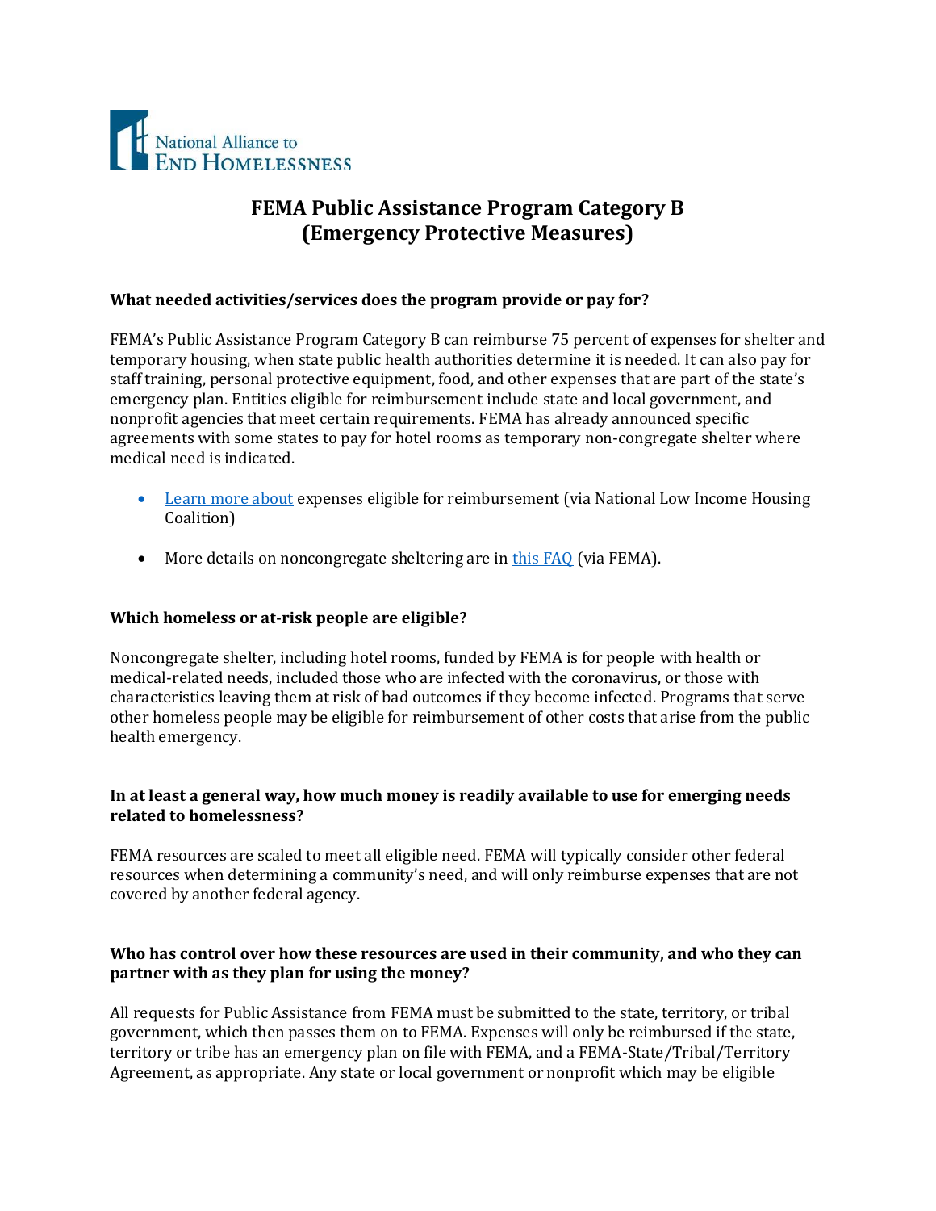National Alliance to End Homelessness

# FEMA Public Assistance Program Category B (Emergency Protective Measures)

**What needed activities/services does the program provide or pay for?**

FEMA's Public Assistance Program Category B can reimburse 75 percent of expenses for shelter and temporary housing, when state public health authorities determine it is needed. It can also pay for staff training, personal protective equipment, food, and other expenses that are part of the state's emergency plan. Entities eligible for reimbursement include state and local government, and nonprofit agencies that meet certain requirements. FEMA has already announced specific agreements with some states to pay for hotel rooms as temporary non-congregate shelter where medical need is indicated.

- Learn more about expenses eligible for reimbursement (via National Low Income Housing Coalition)
- More details on noncongregate sheltering are in this FAQ (via FEMA).

**Which homeless or at-risk people are eligible?**

Noncongregate shelter, including hotel rooms, funded by FEMA is for people with health or medical-related needs, included those who are infected with the coronavirus, or those with characteristics leaving them at risk of bad outcomes if they become infected. Programs that serve other homeless people may be eligible for reimbursement of other costs that arise from the public health emergency.

**In at least a general way, how much money is readily available to use for emerging needs related to homelessness?**

FEMA resources are scaled to meet all eligible need. FEMA will typically consider other federal resources when determining a community's need, and will only reimburse expenses that are not covered by another federal agency.

**Who has control over how these resources are used in their community, and who they can partner with as they plan for using the money?**

All requests for Public Assistance from FEMA must be submitted to the state, territory, or tribal government, which then passes them on to FEMA. Expenses will only be reimbursed if the state, territory or tribe has an emergency plan on file with FEMA, and a FEMA-State/Tribal/Territory Agreement, as appropriate. Any state or local government or nonprofit which may be eligible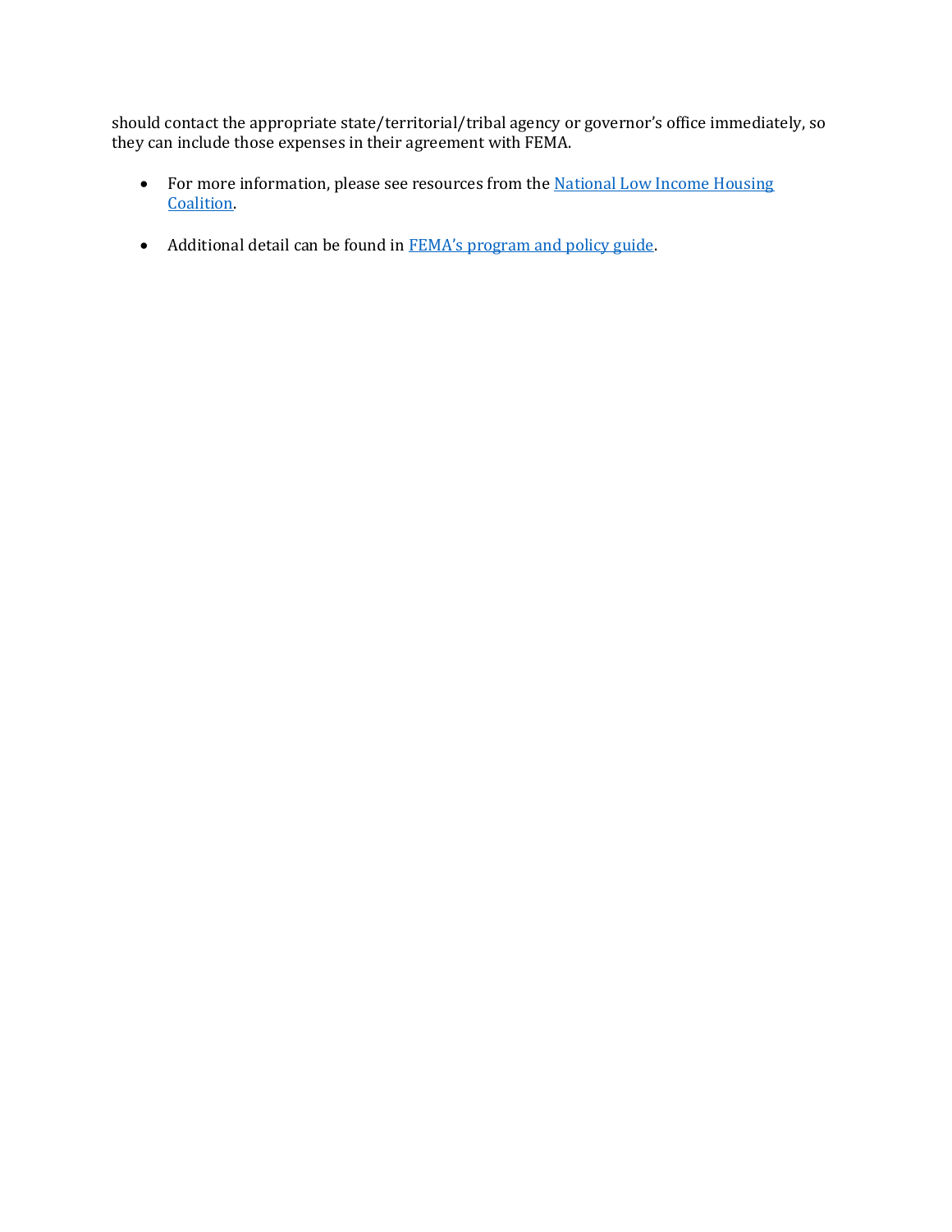should contact the appropriate state/territorial/tribal agency or governor's office immediately, so they can include those expenses in their agreement with FEMA.

- For more information, please see resources from the National Low Income Housing Coalition.

- Additional detail can be found in FEMA's program and policy guide.